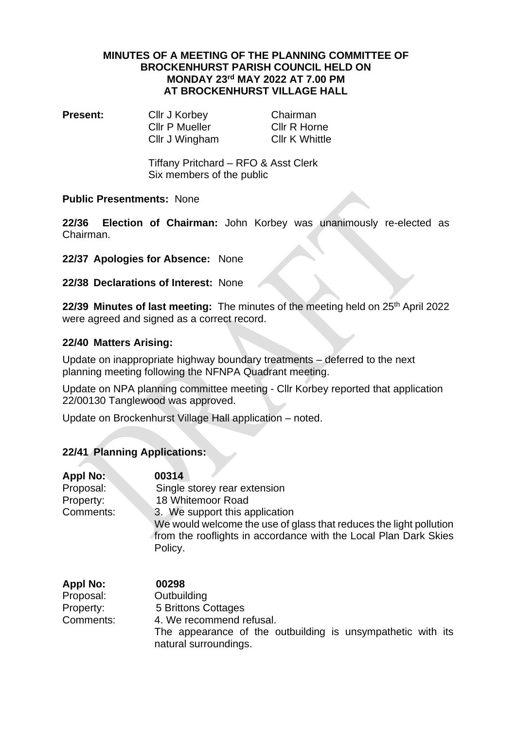**MINUTES OF A MEETING OF THE PLANNING COMMITTEE OF BROCKENHURST PARISH COUNCIL HELD ON MONDAY 23rd MAY 2022 AT 7.00 PM AT BROCKENHURST VILLAGE HALL**

**Present:**

| | |
|---|---|
| Cllr J Korbey | Chairman |
| Cllr P Mueller | Cllr R Horne |
| Cllr J Wingham | Cllr K Whittle |

Tiffany Pritchard – RFO & Asst Clerk
Six members of the public

**Public Presentments:** None

**22/36 Election of Chairman:** John Korbey was unanimously re-elected as Chairman.

**22/37 Apologies for Absence:** None

**22/38 Declarations of Interest:** None

**22/39 Minutes of last meeting:** The minutes of the meeting held on 25th April 2022 were agreed and signed as a correct record.

**22/40 Matters Arising:**

Update on inappropriate highway boundary treatments – deferred to the next planning meeting following the NFNPA Quadrant meeting.

Update on NPA planning committee meeting - Cllr Korbey reported that application 22/00130 Tanglewood was approved.

Update on Brockenhurst Village Hall application – noted.

**22/41 Planning Applications:**

**Appl No:** **00314**
Proposal: Single storey rear extension
Property: 18 Whitemoor Road
Comments: 3. We support this application
We would welcome the use of glass that reduces the light pollution from the rooflights in accordance with the Local Plan Dark Skies Policy.

**Appl No:** **00298**
Proposal: Outbuilding
Property: 5 Brittons Cottages
Comments: 4. We recommend refusal.
The appearance of the outbuilding is unsympathetic with its natural surroundings.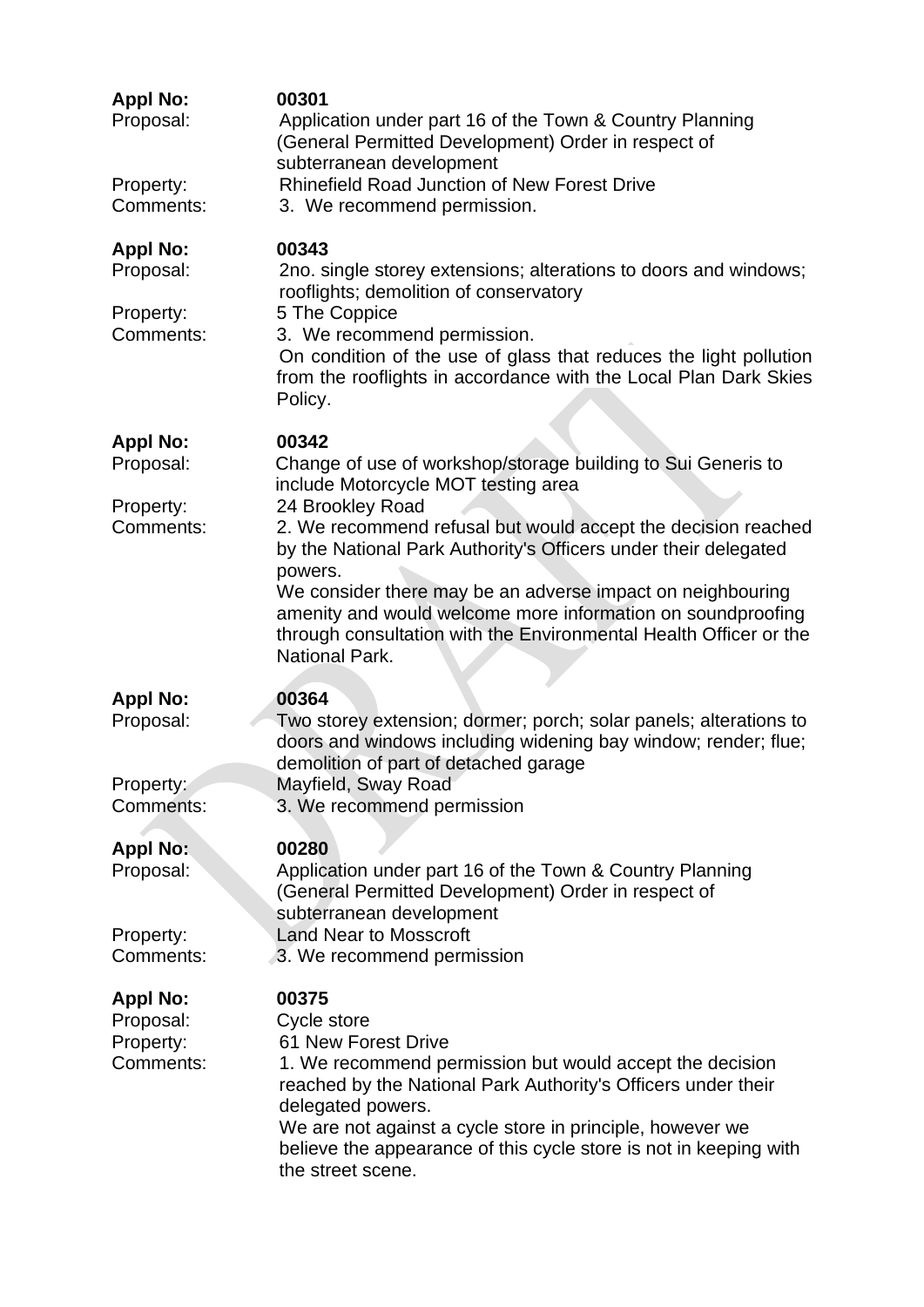**Appl No:** 00301
Proposal: Application under part 16 of the Town & Country Planning (General Permitted Development) Order in respect of subterranean development
Property: Rhinefield Road Junction of New Forest Drive
Comments: 3. We recommend permission.

**Appl No:** 00343
Proposal: 2no. single storey extensions; alterations to doors and windows; rooflights; demolition of conservatory
Property: 5 The Coppice
Comments: 3. We recommend permission.
On condition of the use of glass that reduces the light pollution from the rooflights in accordance with the Local Plan Dark Skies Policy.

**Appl No:** 00342
Proposal: Change of use of workshop/storage building to Sui Generis to include Motorcycle MOT testing area
Property: 24 Brookley Road
Comments: 2. We recommend refusal but would accept the decision reached by the National Park Authority's Officers under their delegated powers.
We consider there may be an adverse impact on neighbouring amenity and would welcome more information on soundproofing through consultation with the Environmental Health Officer or the National Park.

**Appl No:** 00364
Proposal: Two storey extension; dormer; porch; solar panels; alterations to doors and windows including widening bay window; render; flue; demolition of part of detached garage
Property: Mayfield, Sway Road
Comments: 3. We recommend permission

**Appl No:** 00280
Proposal: Application under part 16 of the Town & Country Planning (General Permitted Development) Order in respect of subterranean development
Property: Land Near to Mosscroft
Comments: 3. We recommend permission

**Appl No:** 00375
Proposal: Cycle store
Property: 61 New Forest Drive
Comments: 1. We recommend permission but would accept the decision reached by the National Park Authority's Officers under their delegated powers.
We are not against a cycle store in principle, however we believe the appearance of this cycle store is not in keeping with the street scene.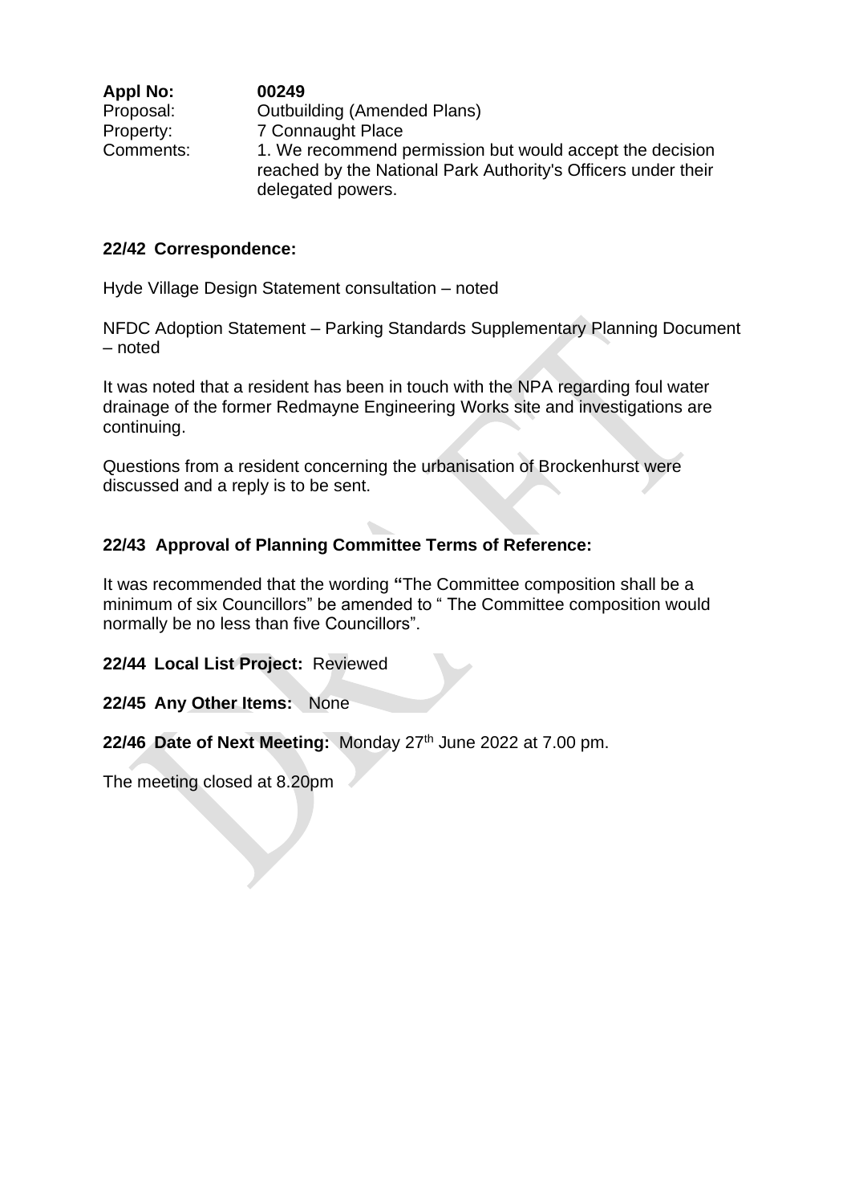| | |
|---|---|
| **Appl No:** | **00249** |
| Proposal: | Outbuilding (Amended Plans) |
| Property: | 7 Connaught Place |
| Comments: | 1. We recommend permission but would accept the decision reached by the National Park Authority's Officers under their delegated powers. |

**22/42 Correspondence:**

Hyde Village Design Statement consultation – noted

NFDC Adoption Statement – Parking Standards Supplementary Planning Document – noted

It was noted that a resident has been in touch with the NPA regarding foul water drainage of the former Redmayne Engineering Works site and investigations are continuing.

Questions from a resident concerning the urbanisation of Brockenhurst were discussed and a reply is to be sent.

**22/43 Approval of Planning Committee Terms of Reference:**

It was recommended that the wording **"**The Committee composition shall be a minimum of six Councillors" be amended to " The Committee composition would normally be no less than five Councillors".

**22/44 Local List Project:** Reviewed

**22/45 Any Other Items:** None

**22/46 Date of Next Meeting:** Monday 27th June 2022 at 7.00 pm.

The meeting closed at 8.20pm